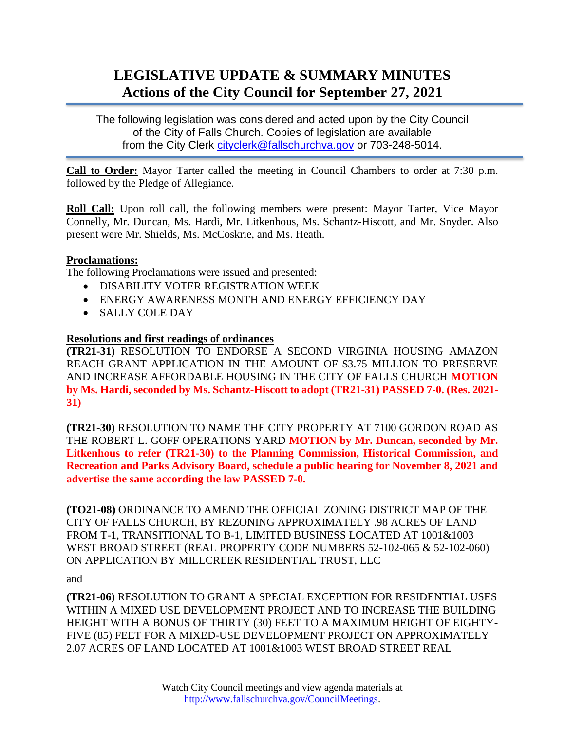# LEGISLATIVE UPDATE & SUMMARY MINUTES
## Actions of the City Council for September 27, 2021

The following legislation was considered and acted upon by the City Council of the City of Falls Church. Copies of legislation are available from the City Clerk cityclerk@fallschurchva.gov or 703-248-5014.

**Call to Order:** Mayor Tarter called the meeting in Council Chambers to order at 7:30 p.m. followed by the Pledge of Allegiance.

**Roll Call:** Upon roll call, the following members were present: Mayor Tarter, Vice Mayor Connelly, Mr. Duncan, Ms. Hardi, Mr. Litkenhous, Ms. Schantz-Hiscott, and Mr. Snyder. Also present were Mr. Shields, Ms. McCoskrie, and Ms. Heath.

**Proclamations:**
The following Proclamations were issued and presented:

- DISABILITY VOTER REGISTRATION WEEK
- ENERGY AWARENESS MONTH AND ENERGY EFFICIENCY DAY
- SALLY COLE DAY

**Resolutions and first readings of ordinances**

**(TR21-31)** RESOLUTION TO ENDORSE A SECOND VIRGINIA HOUSING AMAZON REACH GRANT APPLICATION IN THE AMOUNT OF $3.75 MILLION TO PRESERVE AND INCREASE AFFORDABLE HOUSING IN THE CITY OF FALLS CHURCH **MOTION by Ms. Hardi, seconded by Ms. Schantz-Hiscott to adopt (TR21-31) PASSED 7-0. (Res. 2021-31)**

**(TR21-30)** RESOLUTION TO NAME THE CITY PROPERTY AT 7100 GORDON ROAD AS THE ROBERT L. GOFF OPERATIONS YARD **MOTION by Mr. Duncan, seconded by Mr. Litkenhous to refer (TR21-30) to the Planning Commission, Historical Commission, and Recreation and Parks Advisory Board, schedule a public hearing for November 8, 2021 and advertise the same according the law PASSED 7-0.**

**(TO21-08)** ORDINANCE TO AMEND THE OFFICIAL ZONING DISTRICT MAP OF THE CITY OF FALLS CHURCH, BY REZONING APPROXIMATELY .98 ACRES OF LAND FROM T-1, TRANSITIONAL TO B-1, LIMITED BUSINESS LOCATED AT 1001&1003 WEST BROAD STREET (REAL PROPERTY CODE NUMBERS 52-102-065 & 52-102-060) ON APPLICATION BY MILLCREEK RESIDENTIAL TRUST, LLC

and

**(TR21-06)** RESOLUTION TO GRANT A SPECIAL EXCEPTION FOR RESIDENTIAL USES WITHIN A MIXED USE DEVELOPMENT PROJECT AND TO INCREASE THE BUILDING HEIGHT WITH A BONUS OF THIRTY (30) FEET TO A MAXIMUM HEIGHT OF EIGHTY-FIVE (85) FEET FOR A MIXED-USE DEVELOPMENT PROJECT ON APPROXIMATELY 2.07 ACRES OF LAND LOCATED AT 1001&1003 WEST BROAD STREET REAL

Watch City Council meetings and view agenda materials at http://www.fallschurchva.gov/CouncilMeetings.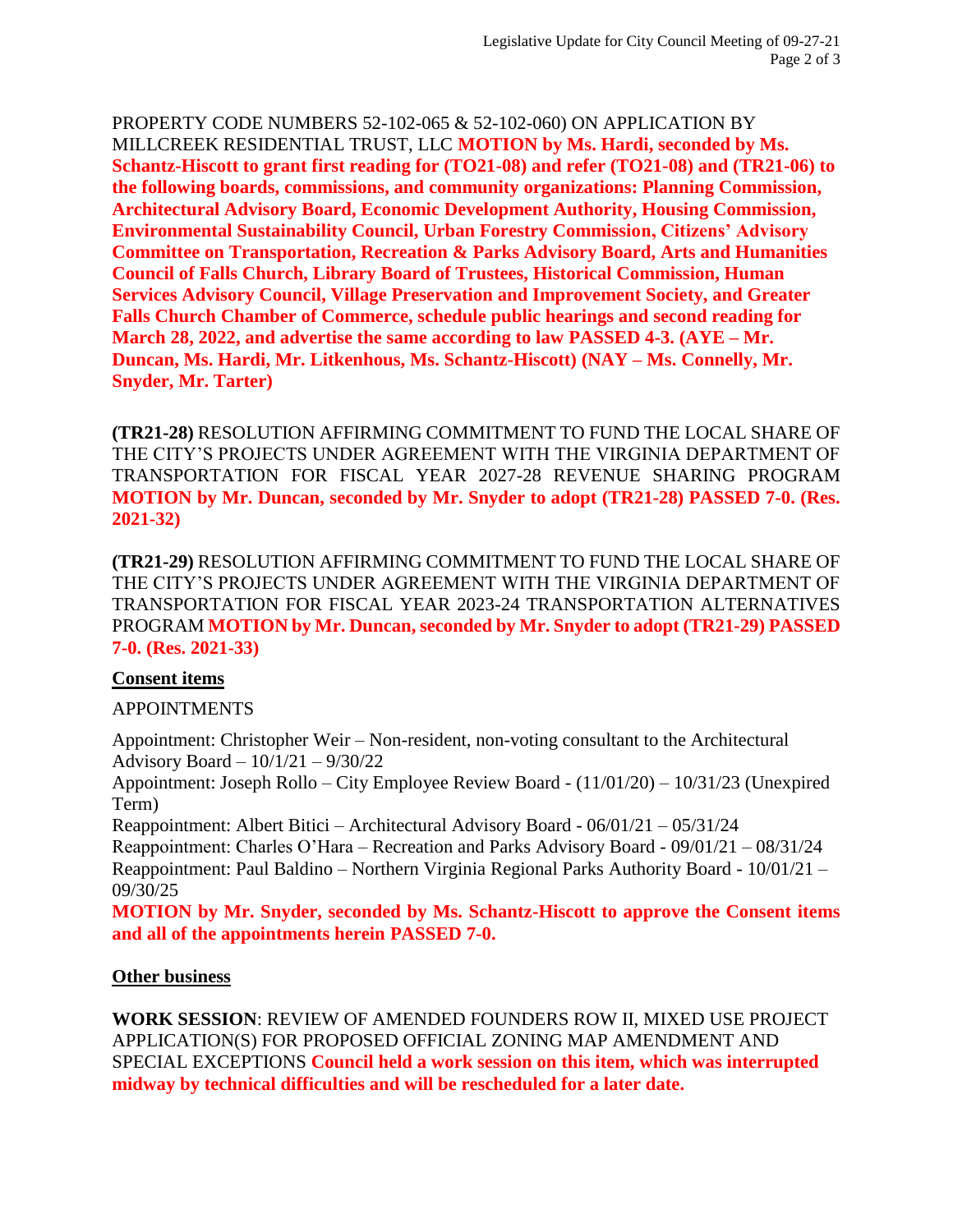PROPERTY CODE NUMBERS 52-102-065 & 52-102-060) ON APPLICATION BY MILLCREEK RESIDENTIAL TRUST, LLC **MOTION by Ms. Hardi, seconded by Ms. Schantz-Hiscott to grant first reading for (TO21-08) and refer (TO21-08) and (TR21-06) to the following boards, commissions, and community organizations: Planning Commission, Architectural Advisory Board, Economic Development Authority, Housing Commission, Environmental Sustainability Council, Urban Forestry Commission, Citizens' Advisory Committee on Transportation, Recreation & Parks Advisory Board, Arts and Humanities Council of Falls Church, Library Board of Trustees, Historical Commission, Human Services Advisory Council, Village Preservation and Improvement Society, and Greater Falls Church Chamber of Commerce, schedule public hearings and second reading for March 28, 2022, and advertise the same according to law PASSED 4-3. (AYE – Mr. Duncan, Ms. Hardi, Mr. Litkenhous, Ms. Schantz-Hiscott) (NAY – Ms. Connelly, Mr. Snyder, Mr. Tarter)**

**(TR21-28)** RESOLUTION AFFIRMING COMMITMENT TO FUND THE LOCAL SHARE OF THE CITY'S PROJECTS UNDER AGREEMENT WITH THE VIRGINIA DEPARTMENT OF TRANSPORTATION FOR FISCAL YEAR 2027-28 REVENUE SHARING PROGRAM **MOTION by Mr. Duncan, seconded by Mr. Snyder to adopt (TR21-28) PASSED 7-0. (Res. 2021-32)**

**(TR21-29)** RESOLUTION AFFIRMING COMMITMENT TO FUND THE LOCAL SHARE OF THE CITY'S PROJECTS UNDER AGREEMENT WITH THE VIRGINIA DEPARTMENT OF TRANSPORTATION FOR FISCAL YEAR 2023-24 TRANSPORTATION ALTERNATIVES PROGRAM **MOTION by Mr. Duncan, seconded by Mr. Snyder to adopt (TR21-29) PASSED 7-0. (Res. 2021-33)**

## Consent items

APPOINTMENTS

Appointment: Christopher Weir – Non-resident, non-voting consultant to the Architectural Advisory Board – 10/1/21 – 9/30/22
Appointment: Joseph Rollo – City Employee Review Board - (11/01/20) – 10/31/23 (Unexpired Term)
Reappointment: Albert Bitici – Architectural Advisory Board - 06/01/21 – 05/31/24
Reappointment: Charles O'Hara – Recreation and Parks Advisory Board - 09/01/21 – 08/31/24
Reappointment: Paul Baldino – Northern Virginia Regional Parks Authority Board - 10/01/21 – 09/30/25

**MOTION by Mr. Snyder, seconded by Ms. Schantz-Hiscott to approve the Consent items and all of the appointments herein PASSED 7-0.**

## Other business

**WORK SESSION**: REVIEW OF AMENDED FOUNDERS ROW II, MIXED USE PROJECT APPLICATION(S) FOR PROPOSED OFFICIAL ZONING MAP AMENDMENT AND SPECIAL EXCEPTIONS **Council held a work session on this item, which was interrupted midway by technical difficulties and will be rescheduled for a later date.**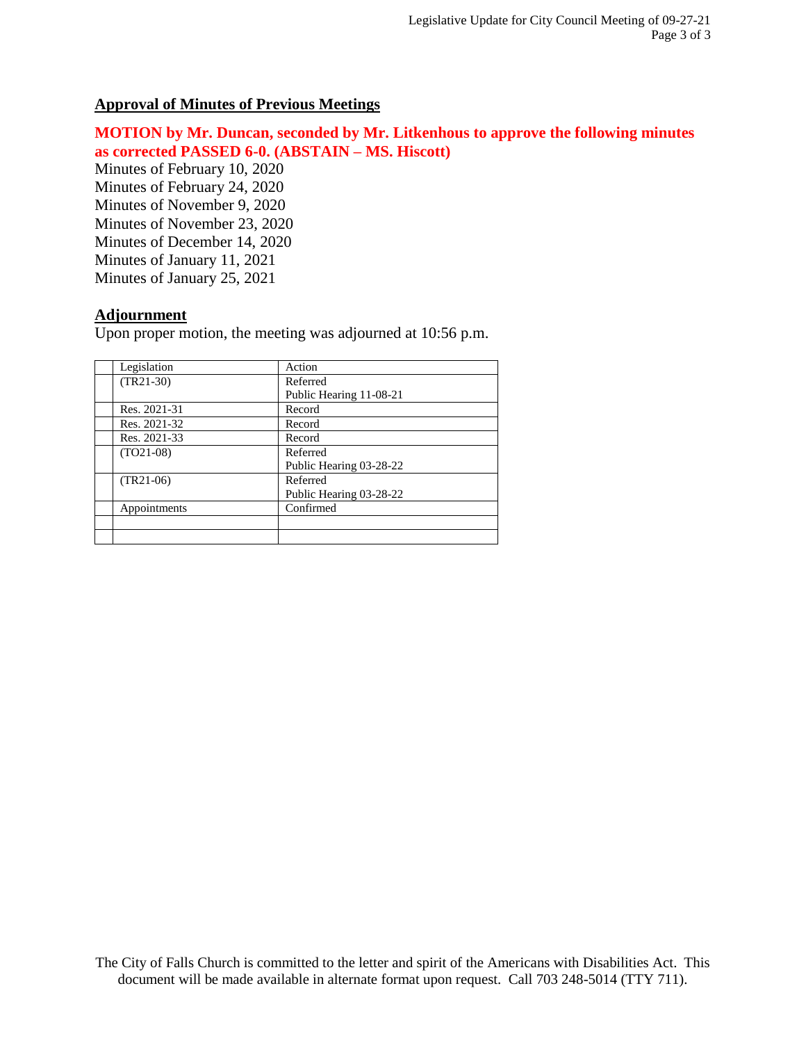## Approval of Minutes of Previous Meetings

**MOTION by Mr. Duncan, seconded by Mr. Litkenhous to approve the following minutes as corrected PASSED 6-0. (ABSTAIN – MS. Hiscott)**

Minutes of February 10, 2020
Minutes of February 24, 2020
Minutes of November 9, 2020
Minutes of November 23, 2020
Minutes of December 14, 2020
Minutes of January 11, 2021
Minutes of January 25, 2021

## Adjournment

Upon proper motion, the meeting was adjourned at 10:56 p.m.

| | Legislation | Action |
|---|---|---|
| | (TR21-30) | Referred<br>Public Hearing 11-08-21 |
| | Res. 2021-31 | Record |
| | Res. 2021-32 | Record |
| | Res. 2021-33 | Record |
| | (TO21-08) | Referred<br>Public Hearing 03-28-22 |
| | (TR21-06) | Referred<br>Public Hearing 03-28-22 |
| | Appointments | Confirmed |
| | | |
| | | |

The City of Falls Church is committed to the letter and spirit of the Americans with Disabilities Act. This document will be made available in alternate format upon request. Call 703 248-5014 (TTY 711).